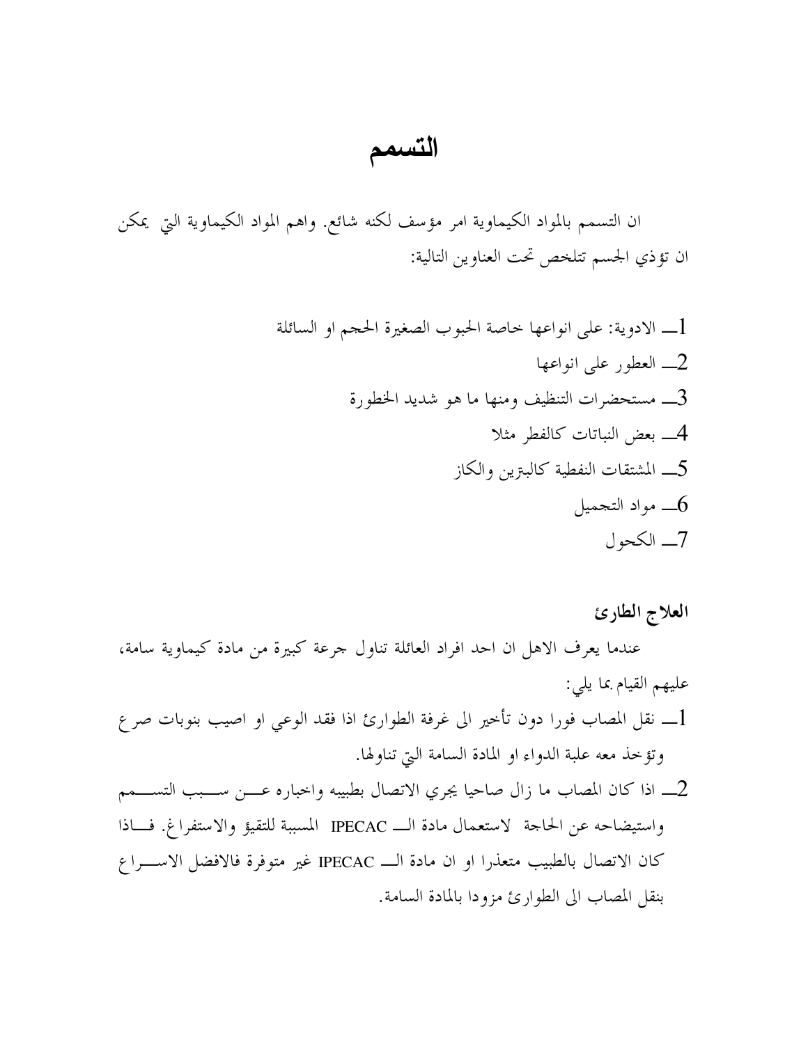# التسمم

ان التسمم بالمواد الكيماوية امر مؤسف لكنه شائع. واهم المواد الكيماوية التي يمكن ان تؤذي الجسم تتلخص تحت العناوين التالية:

1ـــ الادوية: على انواعها خاصة الحبوب الصغيرة الحجم او السائلة

2ـــ العطور على انواعها

3ـــ مستحضرات التنظيف ومنها ما هو شديد الخطورة

4ـــ بعض النباتات كالفطر مثلا

5ـــ المشتقات النفطية كالبنزين والكاز

6ـــ مواد التجميل

7ـــ الكحول

**العلاج الطارئ**

عندما يعرف الاهل ان احد افراد العائلة تناول جرعة كبيرة من مادة كيماوية سامة، عليهم القيام بما يلي:

1ـــ نقل المصاب فورا دون تأخير الى غرفة الطوارئ اذا فقد الوعي او اصيب بنوبات صرع وتؤخذ معه علبة الدواء او المادة السامة التي تناولها.

2ـــ اذا كان المصاب ما زال صاحيا يجري الاتصال بطبيبه واخباره عن سبب التسمم واستيضاحه عن الحاجة لاستعمال مادة الـــ IPECAC المسببة للتقيؤ والاستفراغ. فاذا كان الاتصال بالطبيب متعذرا او ان مادة الـــ IPECAC غير متوفرة فالافضل الاسراع بنقل المصاب الى الطوارئ مزودا بالمادة السامة.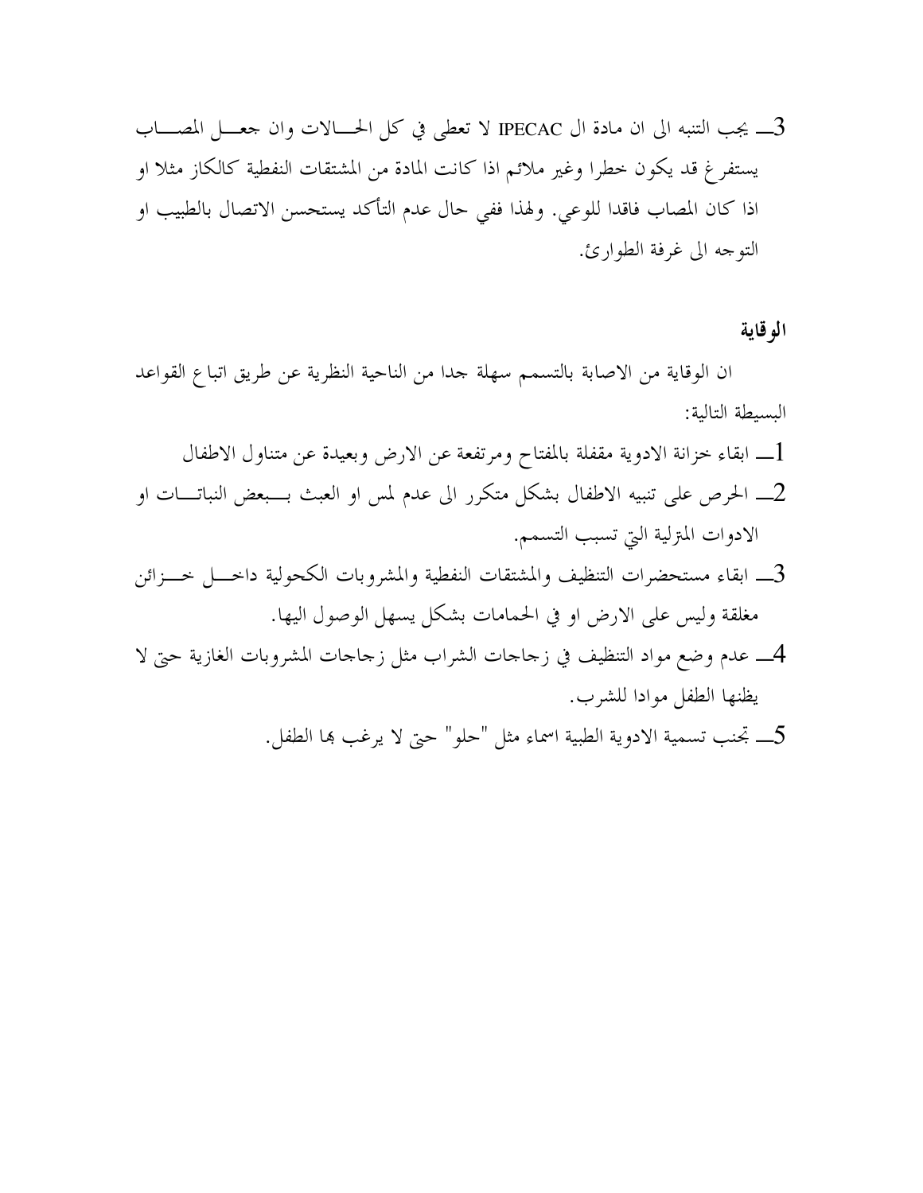3ـــ يجب التنبه الى ان مادة ال IPECAC لا تعطى في كل الحالات وان جعل المصاب يستفرغ قد يكون خطرا وغير ملائم اذا كانت المادة من المشتقات النفطية كالكاز مثلا او اذا كان المصاب فاقدا للوعي. ولهذا ففي حال عدم التأكد يستحسن الاتصال بالطبيب او التوجه الى غرفة الطوارئ.

**الوقاية**

ان الوقاية من الاصابة بالتسمم سهلة جدا من الناحية النظرية عن طريق اتباع القواعد البسيطة التالية:

1ـــ ابقاء خزانة الادوية مقفلة بالمفتاح ومرتفعة عن الارض وبعيدة عن متناول الاطفال

2ـــ الحرص على تنبيه الاطفال بشكل متكرر الى عدم لمس او العبث ببعض النباتات او الادوات المترلية التي تسبب التسمم.

3ـــ ابقاء مستحضرات التنظيف والمشتقات النفطية والمشروبات الكحولية داخل خزائن مغلقة وليس على الارض او في الحمامات بشكل يسهل الوصول اليها.

4ـــ عدم وضع مواد التنظيف في زجاجات الشراب مثل زجاجات المشروبات الغازية حتى لا يظنها الطفل موادا للشرب.

5ـــ تجنب تسمية الادوية الطبية اسماء مثل "حلو" حتى لا يرغب بها الطفل.